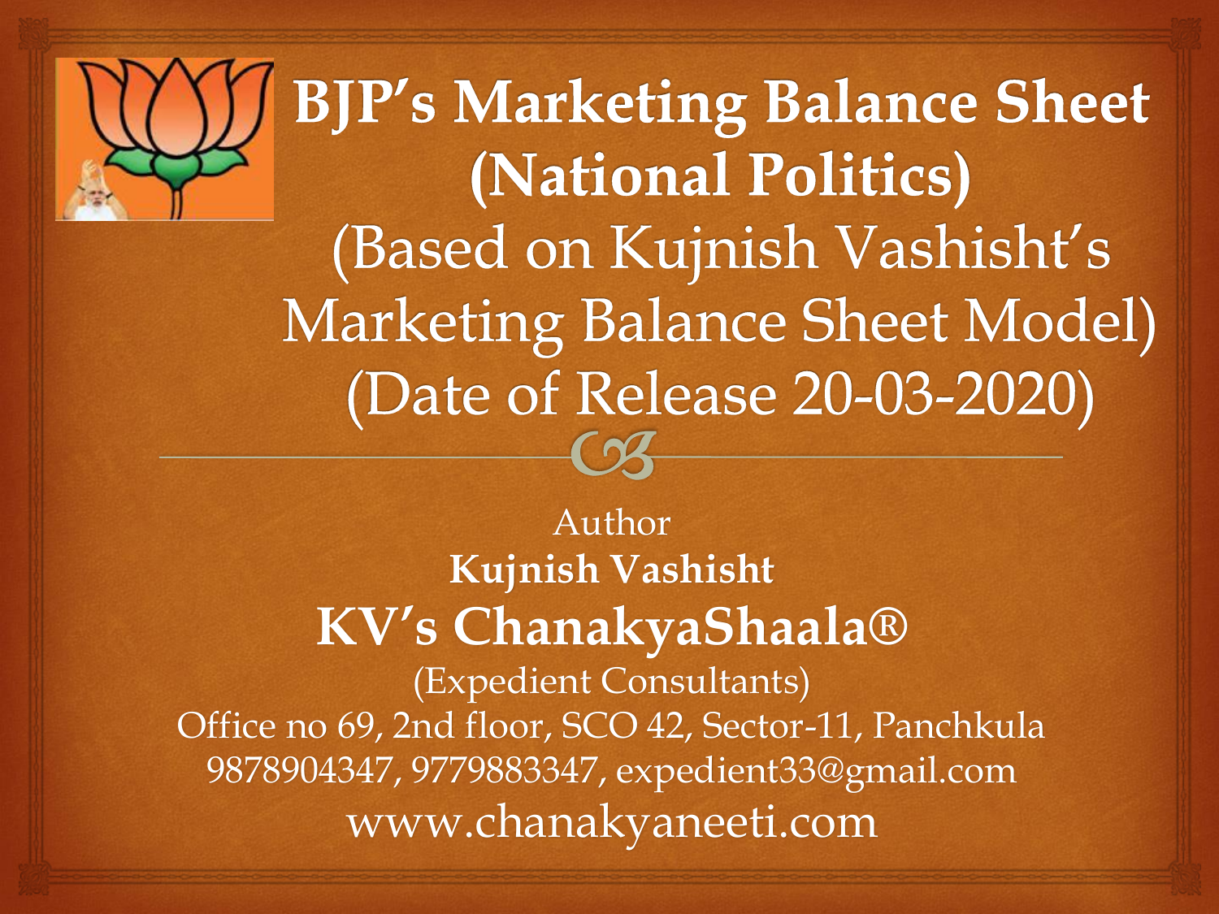# BJP's Marketing Balance Sheet (National Politics)

(Based on Kujnish Vashisht's Marketing Balance Sheet Model)

(Date of Release 20-03-2020)

Author

**Kujnish Vashisht**

**KV's ChanakyaShaala®**

(Expedient Consultants)

Office no 69, 2nd floor, SCO 42, Sector-11, Panchkula

9878904347, 9779883347, expedient33@gmail.com

www.chanakyaneeti.com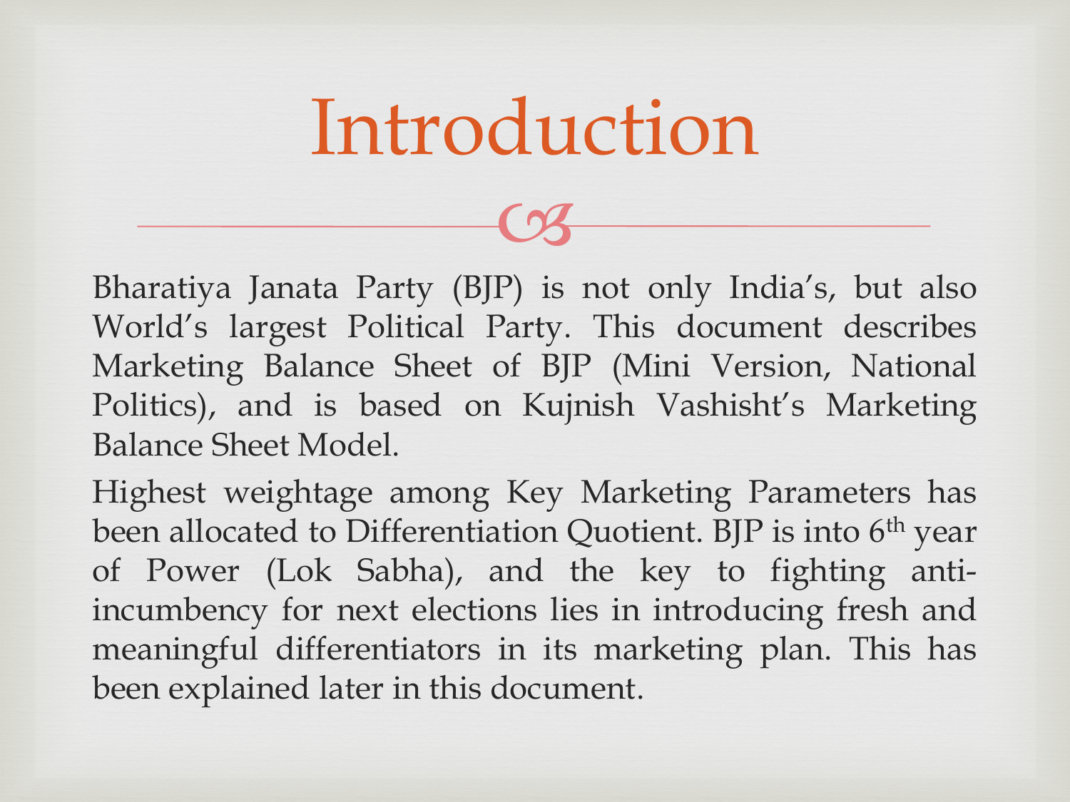# Introduction

Bharatiya Janata Party (BJP) is not only India's, but also World's largest Political Party. This document describes Marketing Balance Sheet of BJP (Mini Version, National Politics), and is based on Kujnish Vashisht's Marketing Balance Sheet Model.

Highest weightage among Key Marketing Parameters has been allocated to Differentiation Quotient. BJP is into 6th year of Power (Lok Sabha), and the key to fighting anti-incumbency for next elections lies in introducing fresh and meaningful differentiators in its marketing plan. This has been explained later in this document.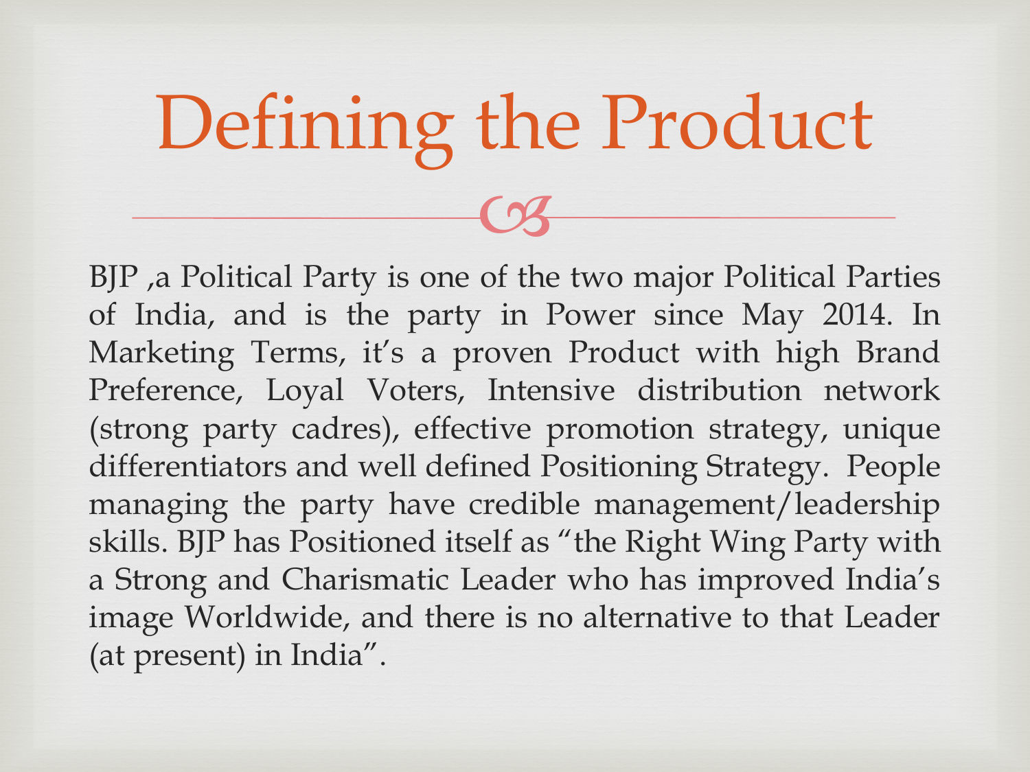# Defining the Product

BJP ,a Political Party is one of the two major Political Parties of India, and is the party in Power since May 2014. In Marketing Terms, it's a proven Product with high Brand Preference, Loyal Voters, Intensive distribution network (strong party cadres), effective promotion strategy, unique differentiators and well defined Positioning Strategy. People managing the party have credible management/leadership skills. BJP has Positioned itself as "the Right Wing Party with a Strong and Charismatic Leader who has improved India's image Worldwide, and there is no alternative to that Leader (at present) in India".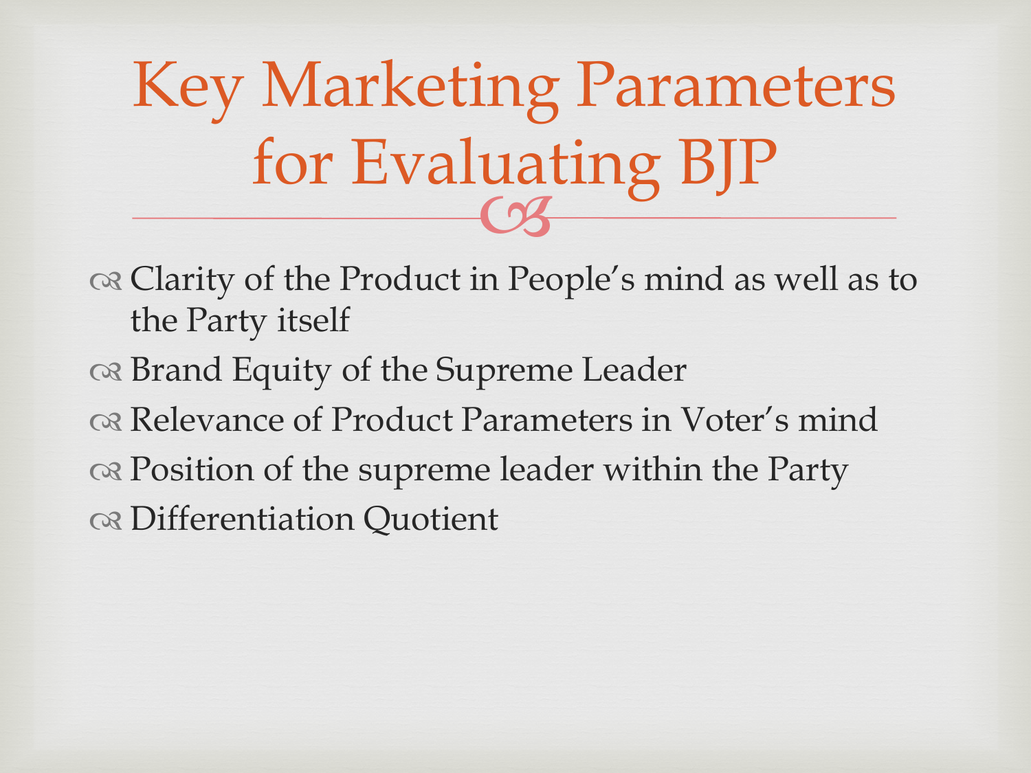# Key Marketing Parameters for Evaluating BJP

- Clarity of the Product in People's mind as well as to the Party itself
- Brand Equity of the Supreme Leader
- Relevance of Product Parameters in Voter's mind
- Position of the supreme leader within the Party
- Differentiation Quotient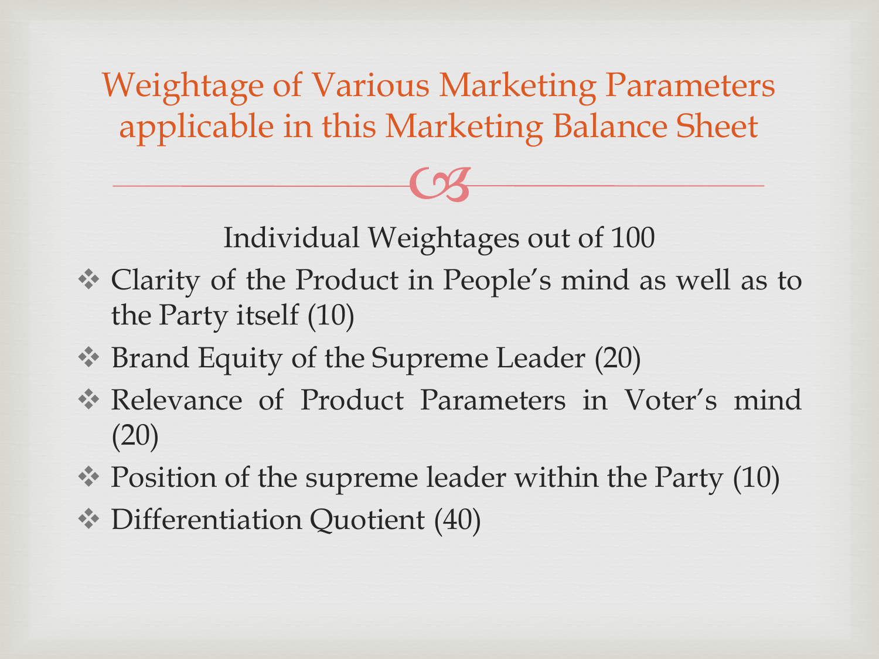# Weightage of Various Marketing Parameters applicable in this Marketing Balance Sheet

Individual Weightages out of 100

- Clarity of the Product in People's mind as well as to the Party itself (10)
- Brand Equity of the Supreme Leader (20)
- Relevance of Product Parameters in Voter's mind (20)
- Position of the supreme leader within the Party (10)
- Differentiation Quotient (40)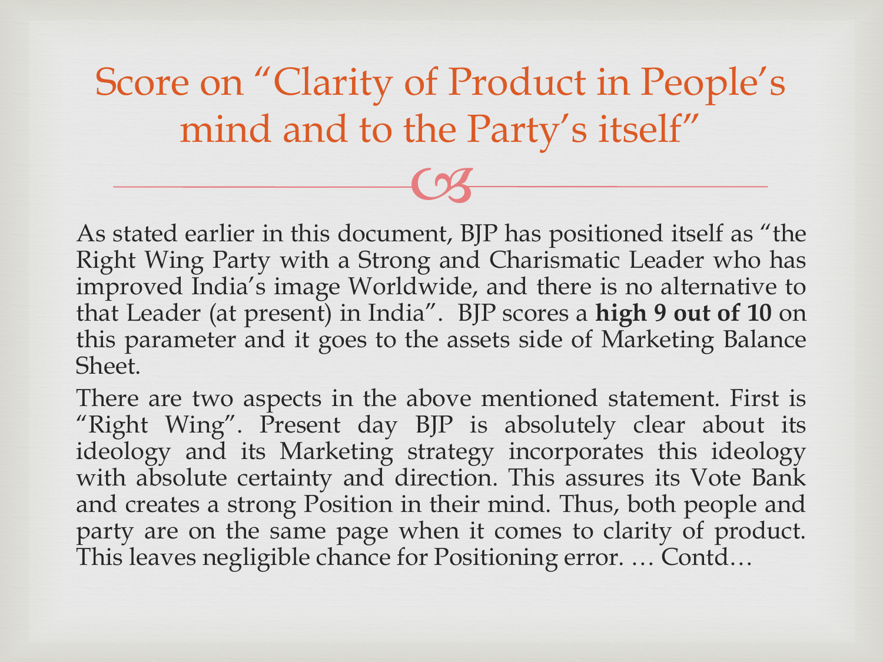# Score on "Clarity of Product in People's mind and to the Party's itself"

As stated earlier in this document, BJP has positioned itself as "the Right Wing Party with a Strong and Charismatic Leader who has improved India's image Worldwide, and there is no alternative to that Leader (at present) in India". BJP scores a **high 9 out of 10** on this parameter and it goes to the assets side of Marketing Balance Sheet.

There are two aspects in the above mentioned statement. First is "Right Wing". Present day BJP is absolutely clear about its ideology and its Marketing strategy incorporates this ideology with absolute certainty and direction. This assures its Vote Bank and creates a strong Position in their mind. Thus, both people and party are on the same page when it comes to clarity of product. This leaves negligible chance for Positioning error. … Contd…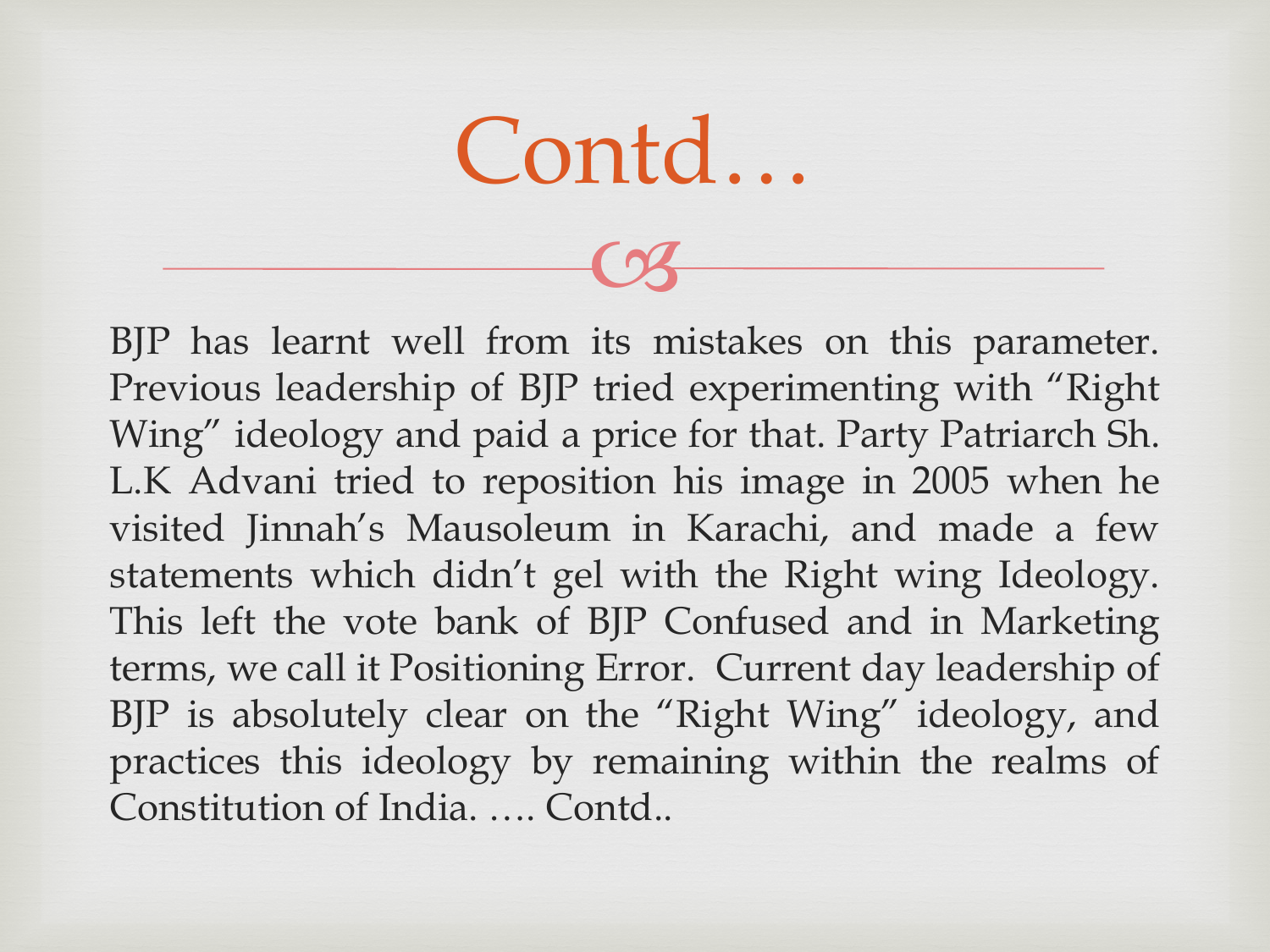# Contd…

BJP has learnt well from its mistakes on this parameter. Previous leadership of BJP tried experimenting with "Right Wing" ideology and paid a price for that. Party Patriarch Sh. L.K Advani tried to reposition his image in 2005 when he visited Jinnah's Mausoleum in Karachi, and made a few statements which didn't gel with the Right wing Ideology. This left the vote bank of BJP Confused and in Marketing terms, we call it Positioning Error. Current day leadership of BJP is absolutely clear on the "Right Wing" ideology, and practices this ideology by remaining within the realms of Constitution of India. …. Contd..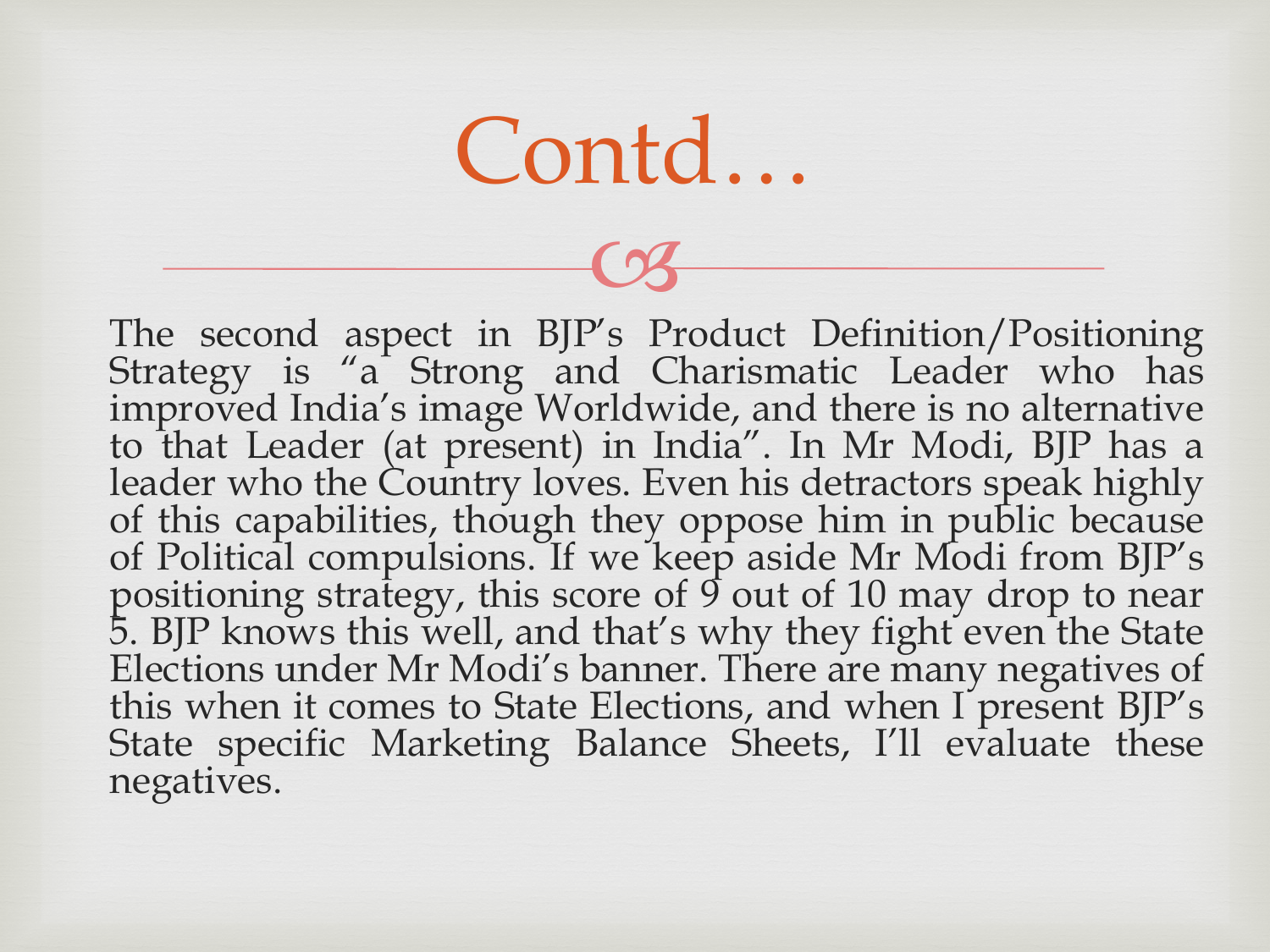# Contd…

The second aspect in BJP's Product Definition/Positioning Strategy is "a Strong and Charismatic Leader who has improved India's image Worldwide, and there is no alternative to that Leader (at present) in India". In Mr Modi, BJP has a leader who the Country loves. Even his detractors speak highly of this capabilities, though they oppose him in public because of Political compulsions. If we keep aside Mr Modi from BJP's positioning strategy, this score of 9 out of 10 may drop to near 5. BJP knows this well, and that's why they fight even the State Elections under Mr Modi's banner. There are many negatives of this when it comes to State Elections, and when I present BJP's State specific Marketing Balance Sheets, I'll evaluate these negatives.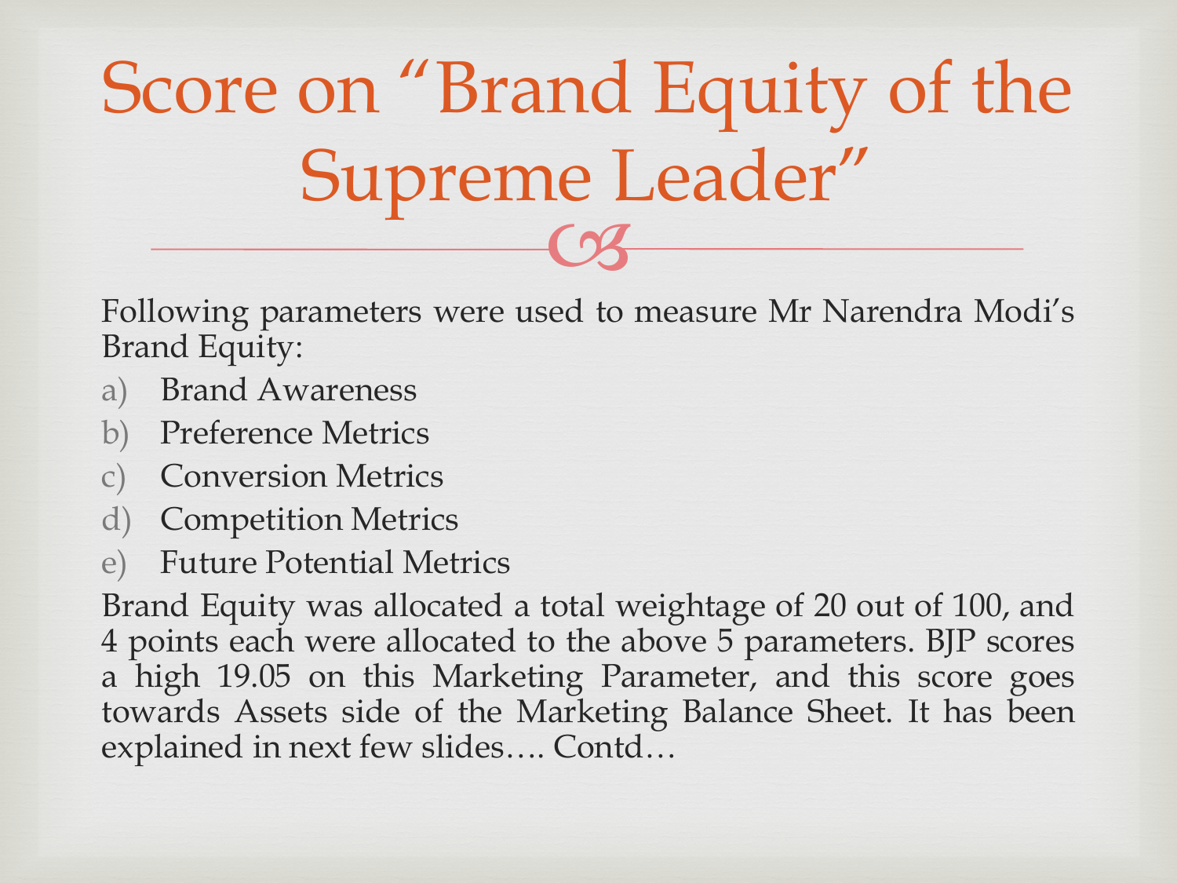# Score on "Brand Equity of the Supreme Leader"

Following parameters were used to measure Mr Narendra Modi's Brand Equity:

a) Brand Awareness
b) Preference Metrics
c) Conversion Metrics
d) Competition Metrics
e) Future Potential Metrics

Brand Equity was allocated a total weightage of 20 out of 100, and 4 points each were allocated to the above 5 parameters. BJP scores a high 19.05 on this Marketing Parameter, and this score goes towards Assets side of the Marketing Balance Sheet. It has been explained in next few slides…. Contd…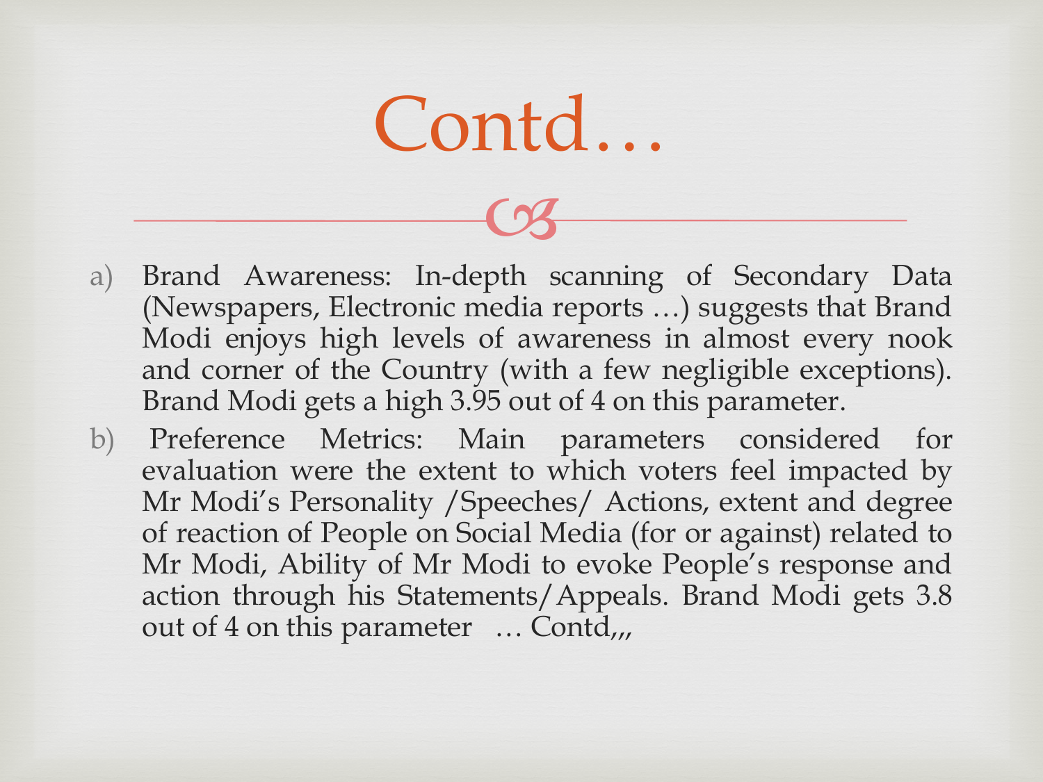# Contd…

a) Brand Awareness: In-depth scanning of Secondary Data (Newspapers, Electronic media reports …) suggests that Brand Modi enjoys high levels of awareness in almost every nook and corner of the Country (with a few negligible exceptions). Brand Modi gets a high 3.95 out of 4 on this parameter.

b) Preference Metrics: Main parameters considered for evaluation were the extent to which voters feel impacted by Mr Modi's Personality /Speeches/ Actions, extent and degree of reaction of People on Social Media (for or against) related to Mr Modi, Ability of Mr Modi to evoke People's response and action through his Statements/Appeals. Brand Modi gets 3.8 out of 4 on this parameter … Contd,,,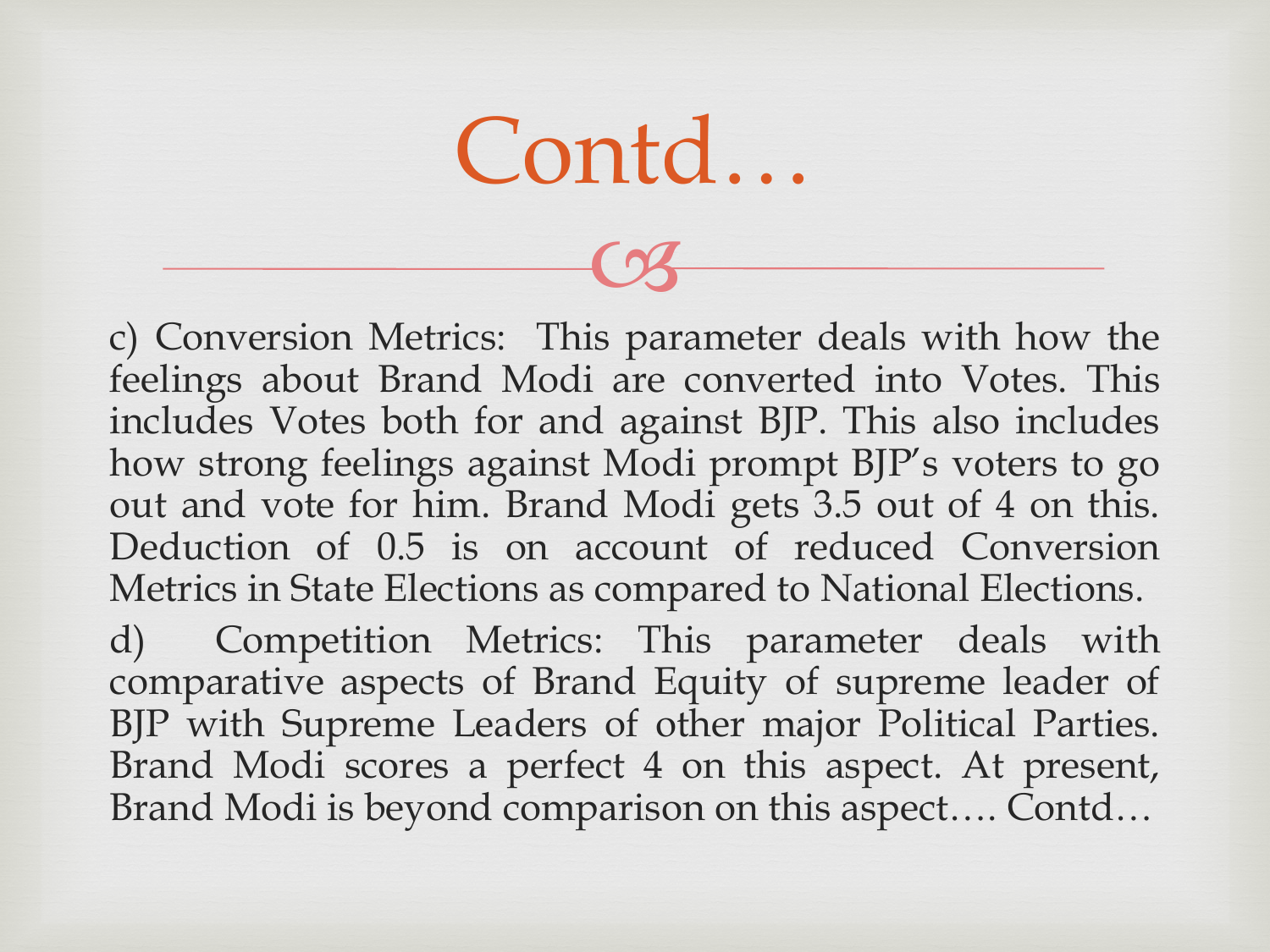# Contd…

c) Conversion Metrics: This parameter deals with how the feelings about Brand Modi are converted into Votes. This includes Votes both for and against BJP. This also includes how strong feelings against Modi prompt BJP's voters to go out and vote for him. Brand Modi gets 3.5 out of 4 on this. Deduction of 0.5 is on account of reduced Conversion Metrics in State Elections as compared to National Elections.

d) Competition Metrics: This parameter deals with comparative aspects of Brand Equity of supreme leader of BJP with Supreme Leaders of other major Political Parties. Brand Modi scores a perfect 4 on this aspect. At present, Brand Modi is beyond comparison on this aspect…. Contd…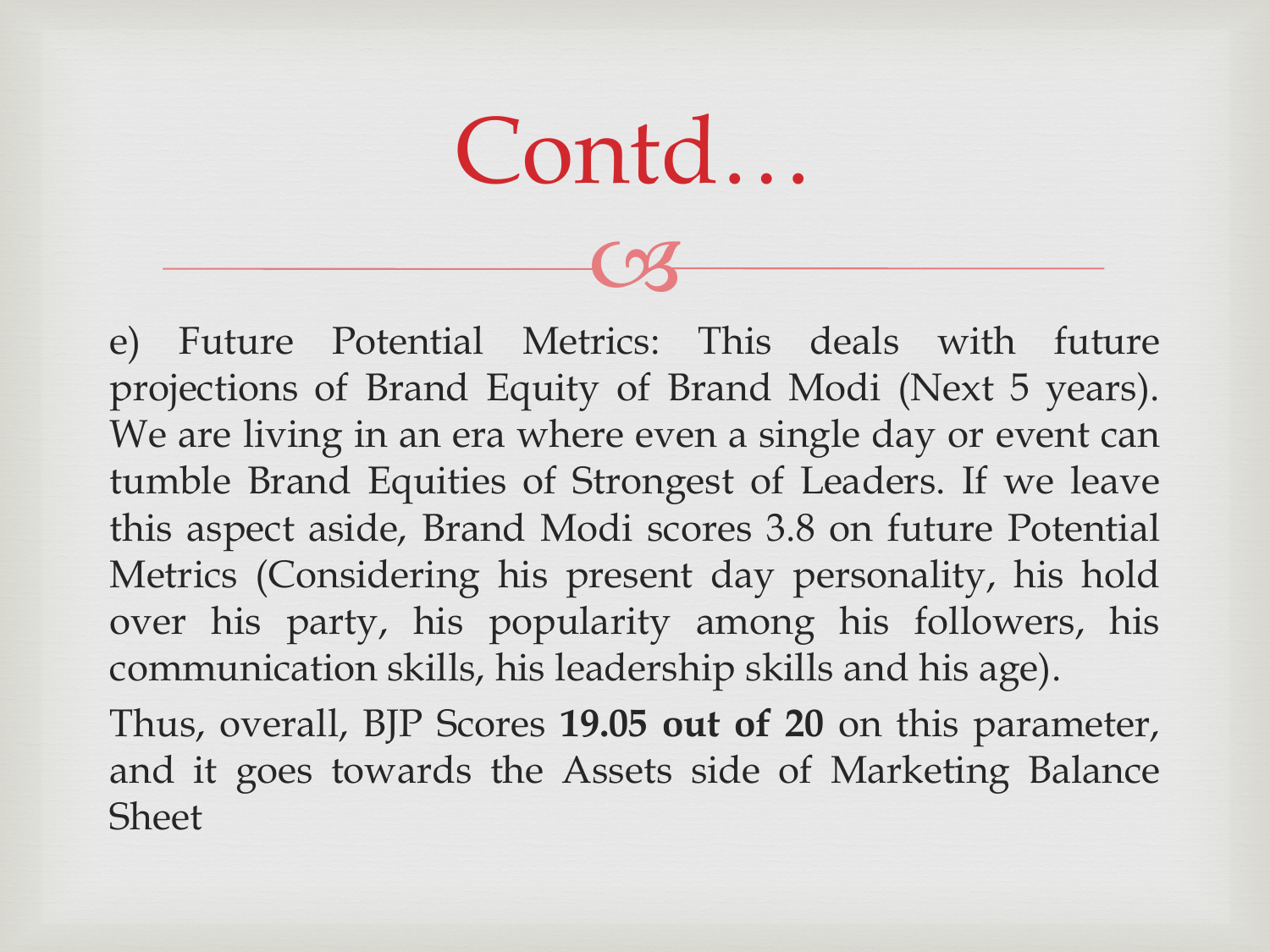# Contd…

e) Future Potential Metrics: This deals with future projections of Brand Equity of Brand Modi (Next 5 years). We are living in an era where even a single day or event can tumble Brand Equities of Strongest of Leaders. If we leave this aspect aside, Brand Modi scores 3.8 on future Potential Metrics (Considering his present day personality, his hold over his party, his popularity among his followers, his communication skills, his leadership skills and his age).

Thus, overall, BJP Scores **19.05 out of 20** on this parameter, and it goes towards the Assets side of Marketing Balance Sheet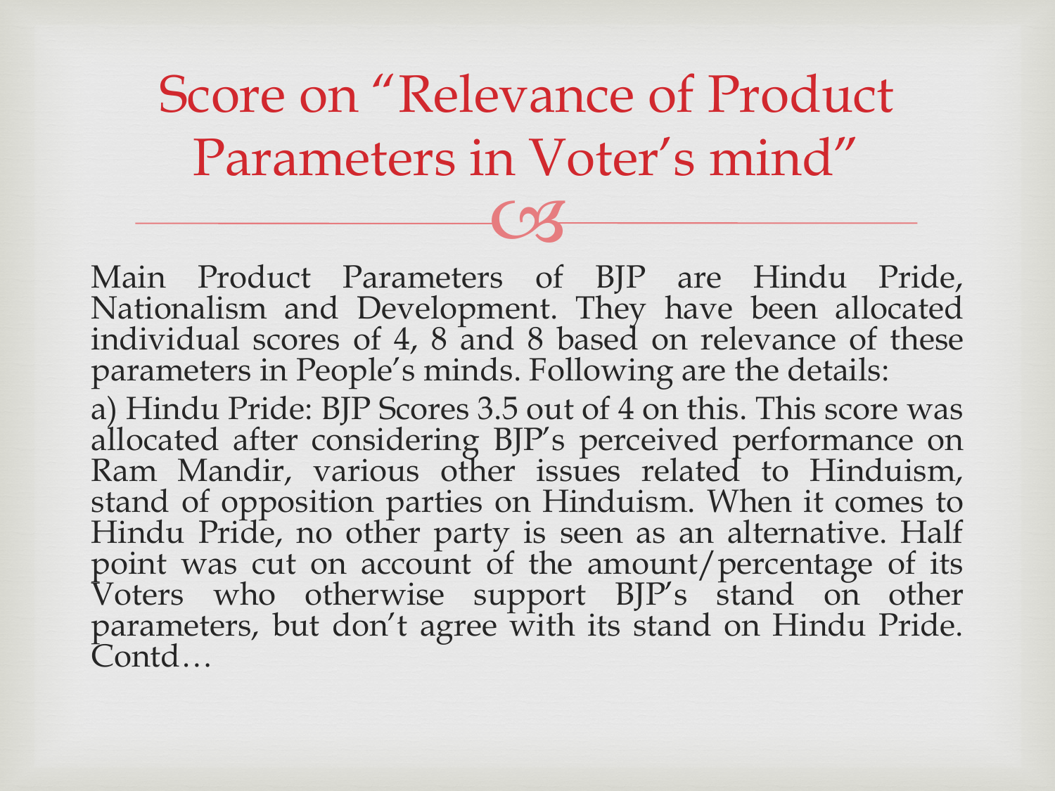# Score on "Relevance of Product Parameters in Voter's mind"

Main Product Parameters of BJP are Hindu Pride, Nationalism and Development. They have been allocated individual scores of 4, 8 and 8 based on relevance of these parameters in People's minds. Following are the details:

a) Hindu Pride: BJP Scores 3.5 out of 4 on this. This score was allocated after considering BJP's perceived performance on Ram Mandir, various other issues related to Hinduism, stand of opposition parties on Hinduism. When it comes to Hindu Pride, no other party is seen as an alternative. Half point was cut on account of the amount/percentage of its Voters who otherwise support BJP's stand on other parameters, but don't agree with its stand on Hindu Pride. Contd…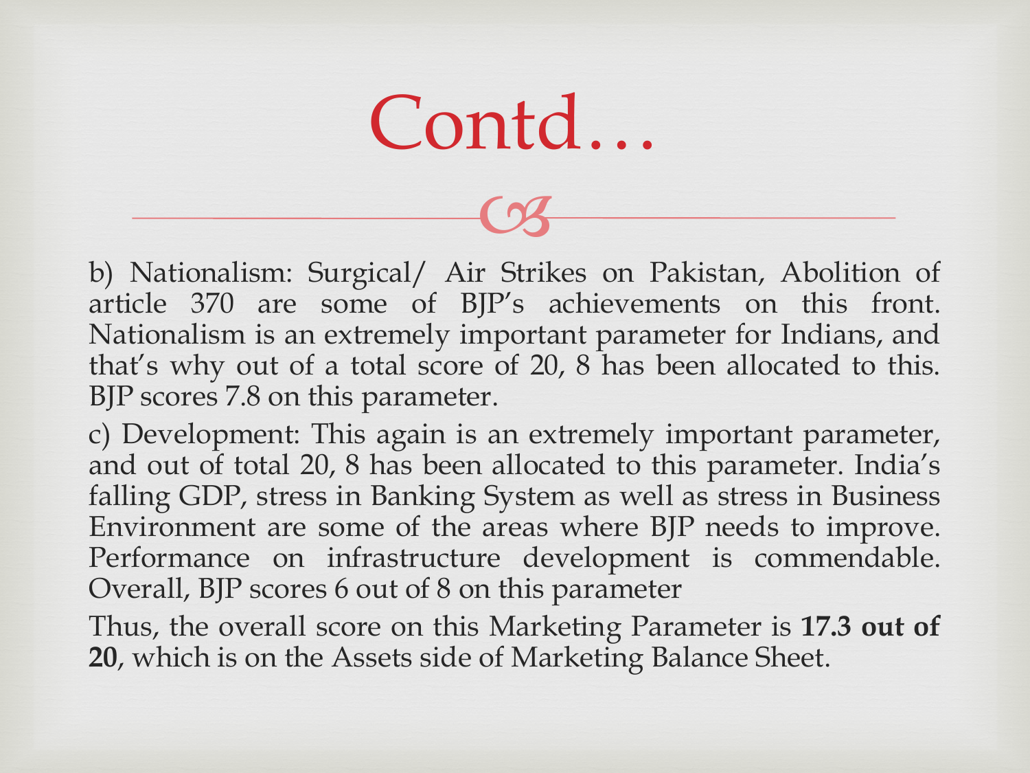# Contd…

b) Nationalism: Surgical/ Air Strikes on Pakistan, Abolition of article 370 are some of BJP's achievements on this front. Nationalism is an extremely important parameter for Indians, and that's why out of a total score of 20, 8 has been allocated to this. BJP scores 7.8 on this parameter.

c) Development: This again is an extremely important parameter, and out of total 20, 8 has been allocated to this parameter. India's falling GDP, stress in Banking System as well as stress in Business Environment are some of the areas where BJP needs to improve. Performance on infrastructure development is commendable. Overall, BJP scores 6 out of 8 on this parameter

Thus, the overall score on this Marketing Parameter is **17.3 out of 20**, which is on the Assets side of Marketing Balance Sheet.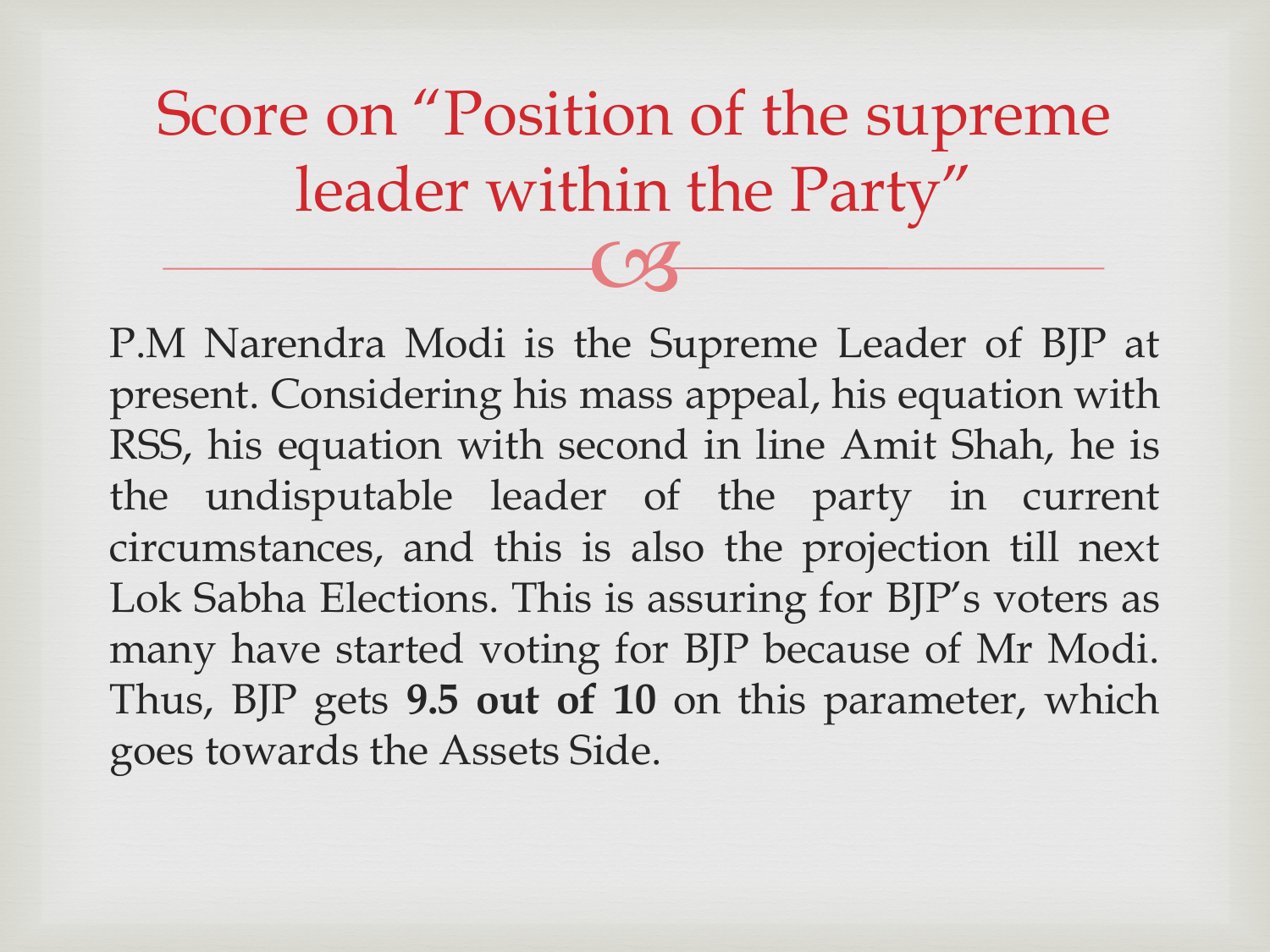# Score on "Position of the supreme leader within the Party"

P.M Narendra Modi is the Supreme Leader of BJP at present. Considering his mass appeal, his equation with RSS, his equation with second in line Amit Shah, he is the undisputable leader of the party in current circumstances, and this is also the projection till next Lok Sabha Elections. This is assuring for BJP's voters as many have started voting for BJP because of Mr Modi. Thus, BJP gets **9.5 out of 10** on this parameter, which goes towards the Assets Side.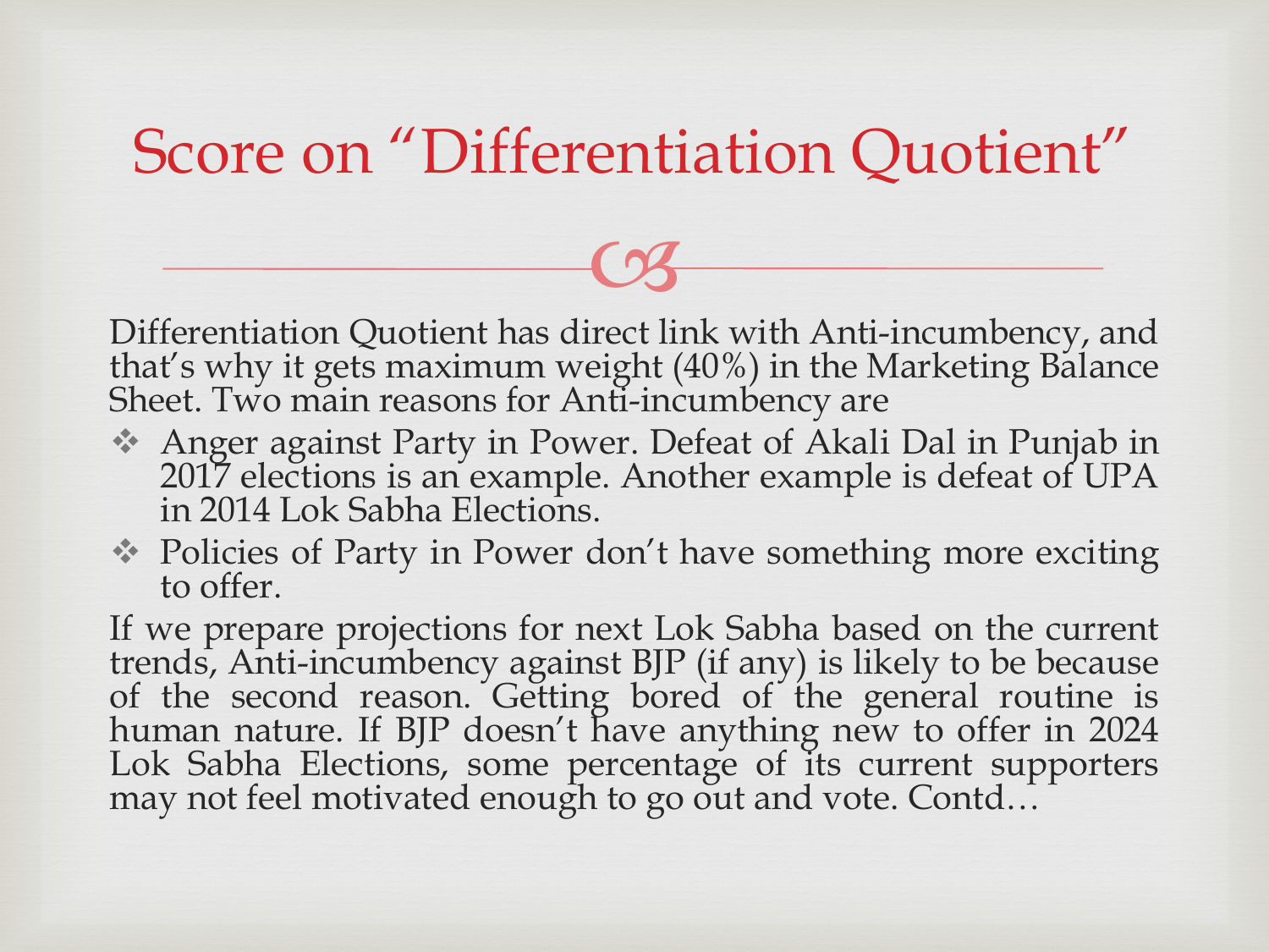# Score on "Differentiation Quotient"

Differentiation Quotient has direct link with Anti-incumbency, and that's why it gets maximum weight (40%) in the Marketing Balance Sheet. Two main reasons for Anti-incumbency are

- Anger against Party in Power. Defeat of Akali Dal in Punjab in 2017 elections is an example. Another example is defeat of UPA in 2014 Lok Sabha Elections.
- Policies of Party in Power don't have something more exciting to offer.

If we prepare projections for next Lok Sabha based on the current trends, Anti-incumbency against BJP (if any) is likely to be because of the second reason. Getting bored of the general routine is human nature. If BJP doesn't have anything new to offer in 2024 Lok Sabha Elections, some percentage of its current supporters may not feel motivated enough to go out and vote. Contd…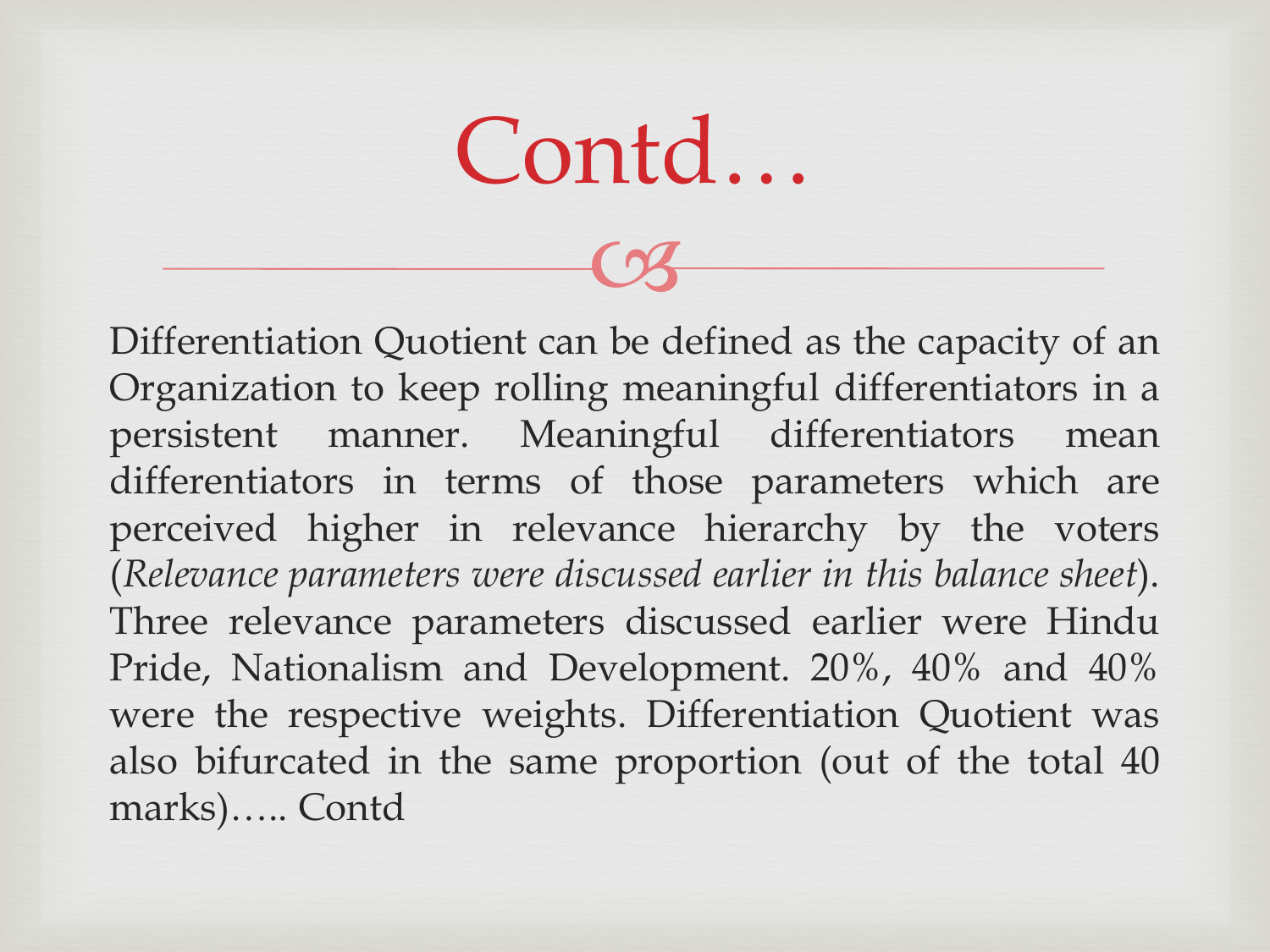# Contd…

Differentiation Quotient can be defined as the capacity of an Organization to keep rolling meaningful differentiators in a persistent manner. Meaningful differentiators mean differentiators in terms of those parameters which are perceived higher in relevance hierarchy by the voters (*Relevance parameters were discussed earlier in this balance sheet*). Three relevance parameters discussed earlier were Hindu Pride, Nationalism and Development. 20%, 40% and 40% were the respective weights. Differentiation Quotient was also bifurcated in the same proportion (out of the total 40 marks)….. Contd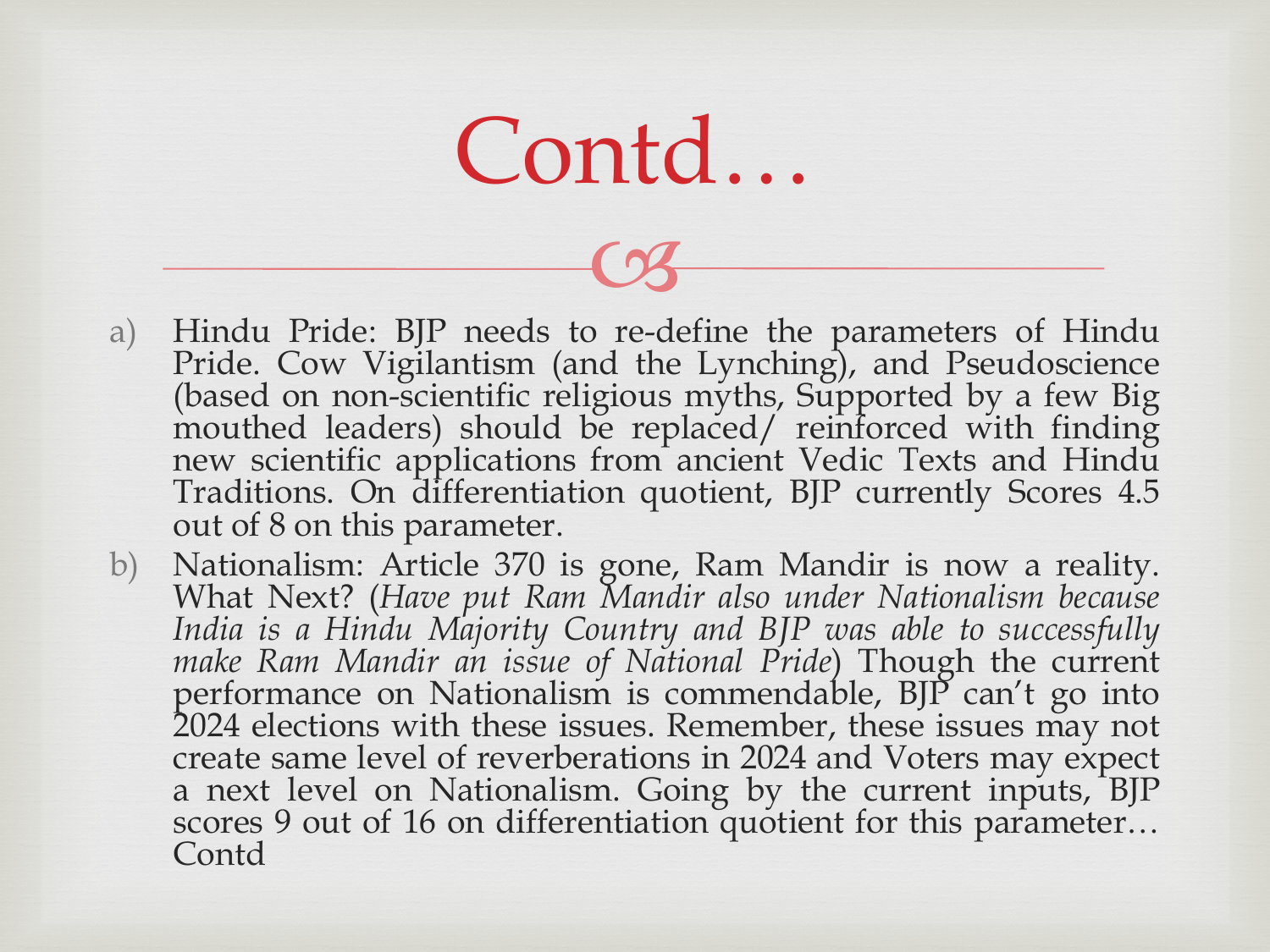# Contd…

a) Hindu Pride: BJP needs to re-define the parameters of Hindu Pride. Cow Vigilantism (and the Lynching), and Pseudoscience (based on non-scientific religious myths, Supported by a few Big mouthed leaders) should be replaced/ reinforced with finding new scientific applications from ancient Vedic Texts and Hindu Traditions. On differentiation quotient, BJP currently Scores 4.5 out of 8 on this parameter.

b) Nationalism: Article 370 is gone, Ram Mandir is now a reality. What Next? (*Have put Ram Mandir also under Nationalism because India is a Hindu Majority Country and BJP was able to successfully make Ram Mandir an issue of National Pride*) Though the current performance on Nationalism is commendable, BJP can't go into 2024 elections with these issues. Remember, these issues may not create same level of reverberations in 2024 and Voters may expect a next level on Nationalism. Going by the current inputs, BJP scores 9 out of 16 on differentiation quotient for this parameter… Contd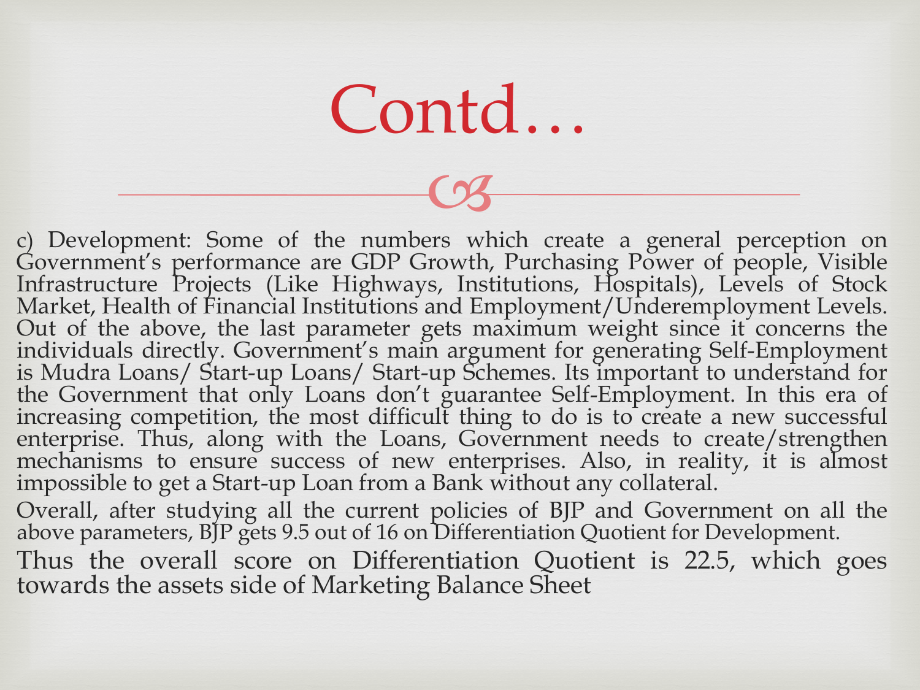# Contd…

c) Development: Some of the numbers which create a general perception on Government's performance are GDP Growth, Purchasing Power of people, Visible Infrastructure Projects (Like Highways, Institutions, Hospitals), Levels of Stock Market, Health of Financial Institutions and Employment/Underemployment Levels. Out of the above, the last parameter gets maximum weight since it concerns the individuals directly. Government's main argument for generating Self-Employment is Mudra Loans/ Start-up Loans/ Start-up Schemes. Its important to understand for the Government that only Loans don't guarantee Self-Employment. In this era of increasing competition, the most difficult thing to do is to create a new successful enterprise. Thus, along with the Loans, Government needs to create/strengthen mechanisms to ensure success of new enterprises. Also, in reality, it is almost impossible to get a Start-up Loan from a Bank without any collateral.

Overall, after studying all the current policies of BJP and Government on all the above parameters, BJP gets 9.5 out of 16 on Differentiation Quotient for Development.

Thus the overall score on Differentiation Quotient is 22.5, which goes towards the assets side of Marketing Balance Sheet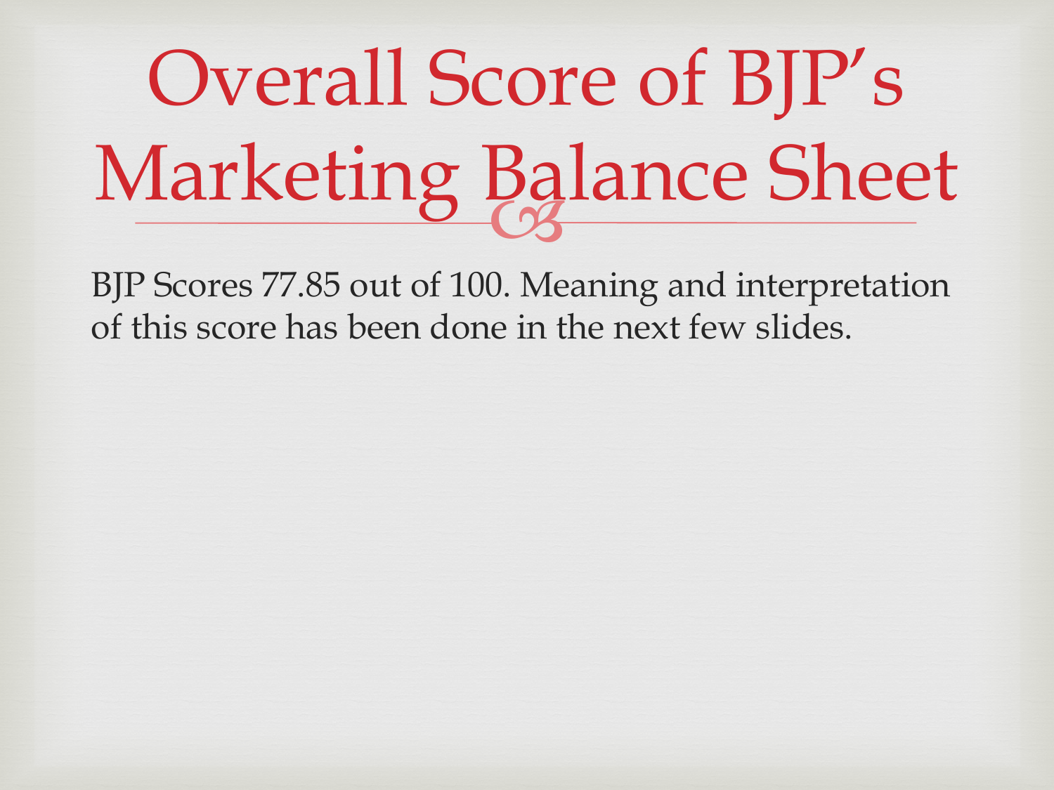# Overall Score of BJP's Marketing Balance Sheet

BJP Scores 77.85 out of 100. Meaning and interpretation of this score has been done in the next few slides.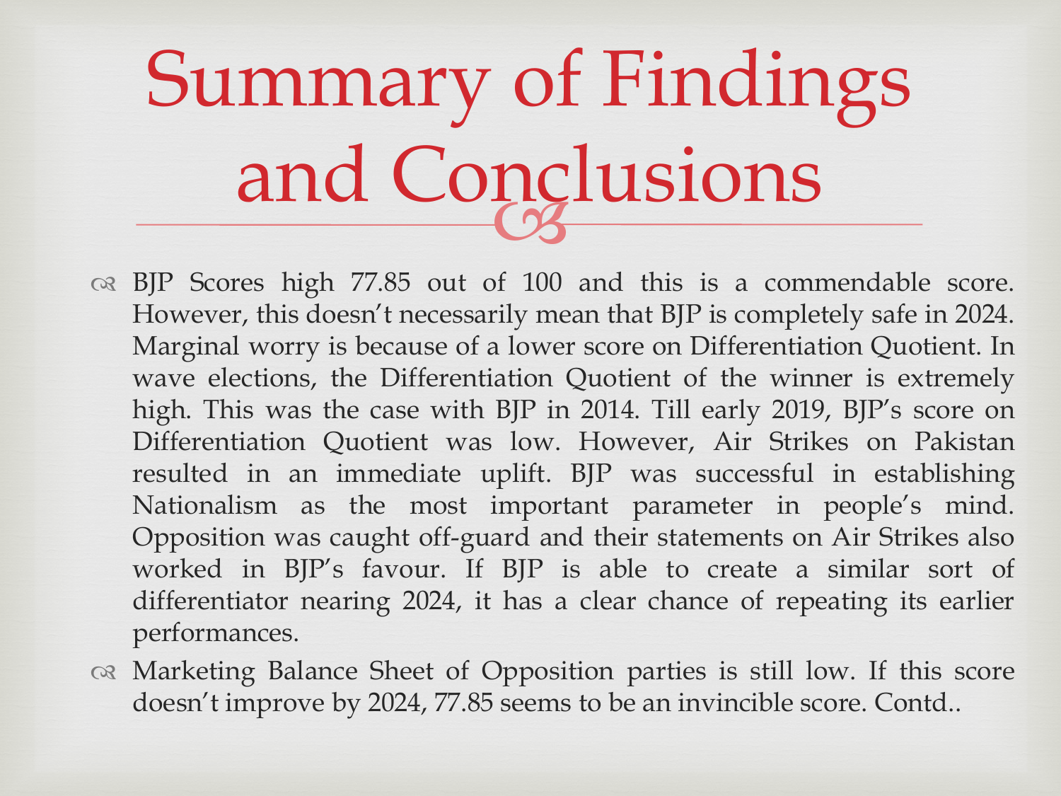# Summary of Findings and Conclusions

- BJP Scores high 77.85 out of 100 and this is a commendable score. However, this doesn't necessarily mean that BJP is completely safe in 2024. Marginal worry is because of a lower score on Differentiation Quotient. In wave elections, the Differentiation Quotient of the winner is extremely high. This was the case with BJP in 2014. Till early 2019, BJP's score on Differentiation Quotient was low. However, Air Strikes on Pakistan resulted in an immediate uplift. BJP was successful in establishing Nationalism as the most important parameter in people's mind. Opposition was caught off-guard and their statements on Air Strikes also worked in BJP's favour. If BJP is able to create a similar sort of differentiator nearing 2024, it has a clear chance of repeating its earlier performances.
- Marketing Balance Sheet of Opposition parties is still low. If this score doesn't improve by 2024, 77.85 seems to be an invincible score. Contd..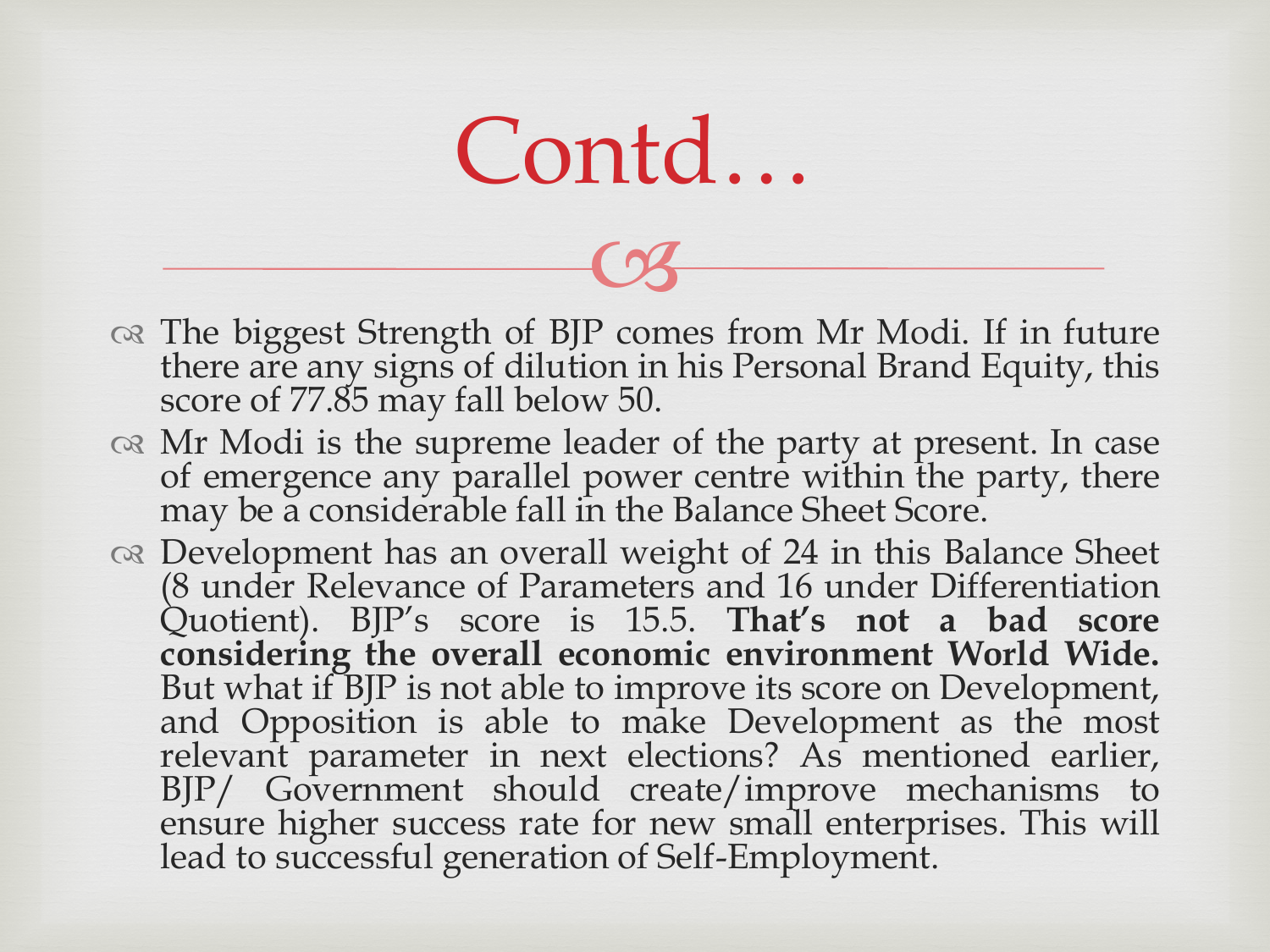# Contd…

- The biggest Strength of BJP comes from Mr Modi. If in future there are any signs of dilution in his Personal Brand Equity, this score of 77.85 may fall below 50.
- Mr Modi is the supreme leader of the party at present. In case of emergence any parallel power centre within the party, there may be a considerable fall in the Balance Sheet Score.
- Development has an overall weight of 24 in this Balance Sheet (8 under Relevance of Parameters and 16 under Differentiation Quotient). BJP's score is 15.5. **That's not a bad score considering the overall economic environment World Wide.** But what if BJP is not able to improve its score on Development, and Opposition is able to make Development as the most relevant parameter in next elections? As mentioned earlier, BJP/ Government should create/improve mechanisms to ensure higher success rate for new small enterprises. This will lead to successful generation of Self-Employment.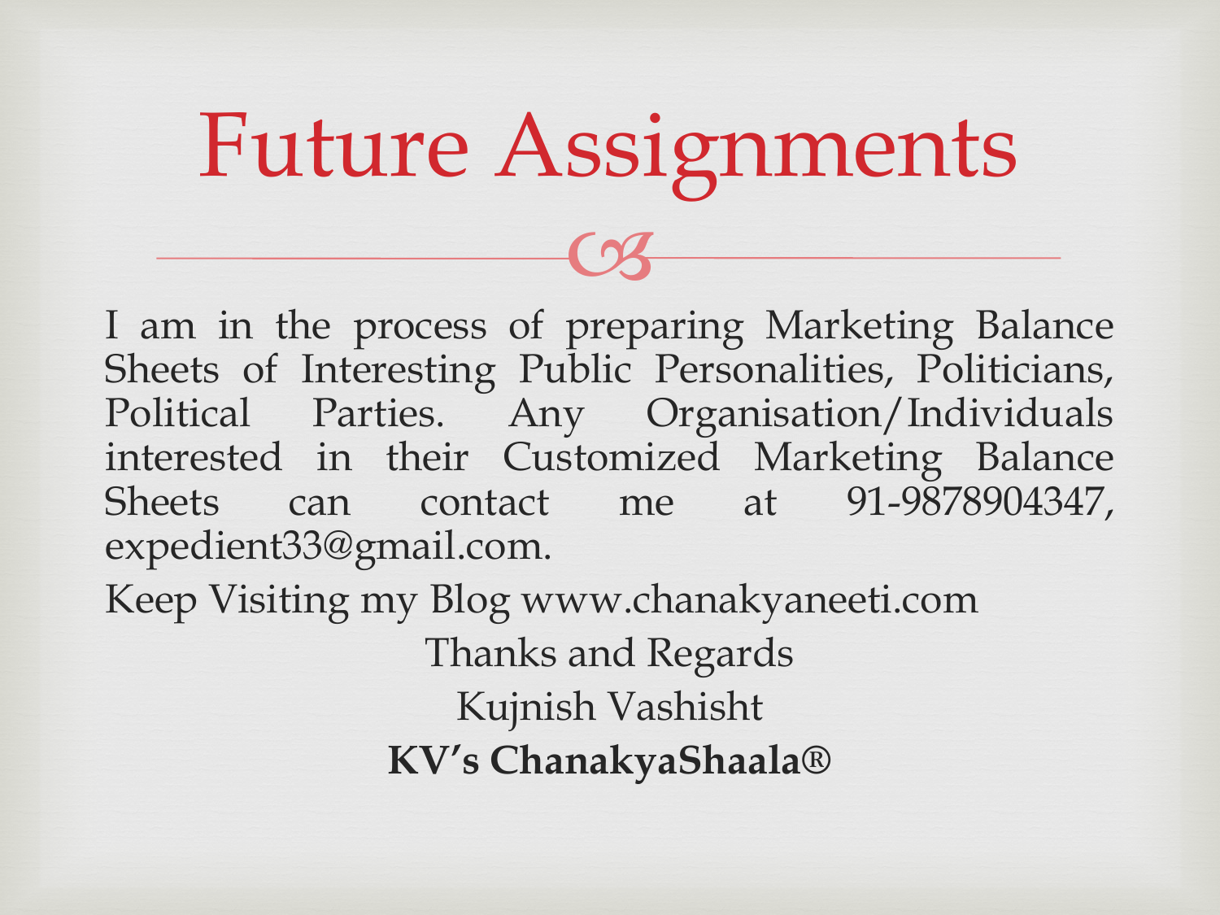# Future Assignments

I am in the process of preparing Marketing Balance Sheets of Interesting Public Personalities, Politicians, Political Parties. Any Organisation/Individuals interested in their Customized Marketing Balance Sheets can contact me at 91-9878904347, expedient33@gmail.com.

Keep Visiting my Blog www.chanakyaneeti.com

Thanks and Regards

Kujnish Vashisht

**KV's ChanakyaShaala®**